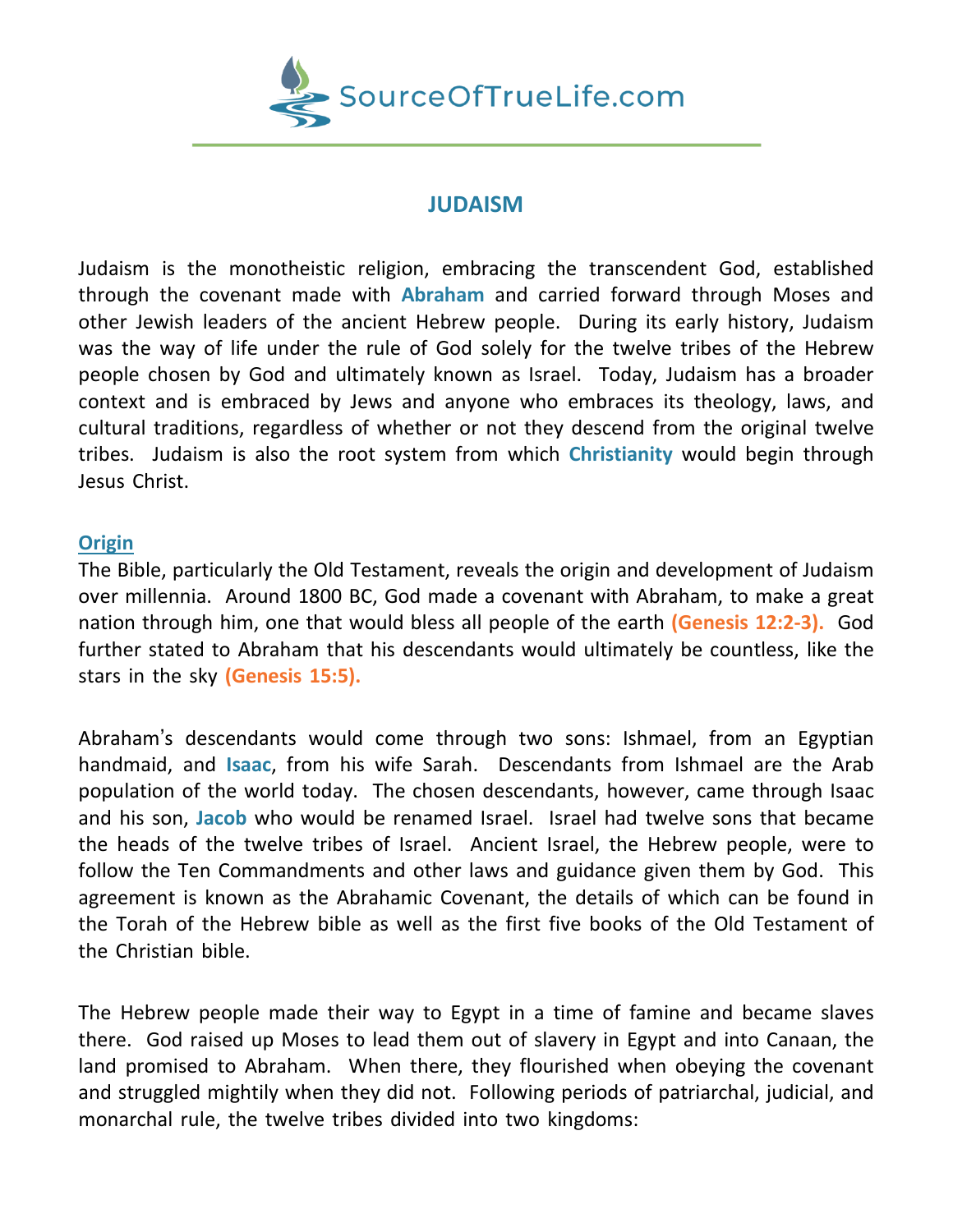# JUDAISM

Judaism is the monotheistic religion, embracing the transcendent God, established through the covenant made with **Abraham** and carried forward through Moses and other Jewish leaders of the ancient Hebrew people. During its early history, Judaism was the way of life under the rule of God solely for the twelve tribes of the Hebrew people chosen by God and ultimately known as Israel. Today, Judaism has a broader context and is embraced by Jews and anyone who embraces its theology, laws, and cultural traditions, regardless of whether or not they descend from the original twelve tribes. Judaism is also the root system from which **Christianity** would begin through Jesus Christ.

## Origin

The Bible, particularly the Old Testament, reveals the origin and development of Judaism over millennia. Around 1800 BC, God made a covenant with Abraham, to make a great nation through him, one that would bless all people of the earth **(Genesis 12:2-3).** God further stated to Abraham that his descendants would ultimately be countless, like the stars in the sky **(Genesis 15:5).**

Abraham's descendants would come through two sons: Ishmael, from an Egyptian handmaid, and **Isaac**, from his wife Sarah. Descendants from Ishmael are the Arab population of the world today. The chosen descendants, however, came through Isaac and his son, **Jacob** who would be renamed Israel. Israel had twelve sons that became the heads of the twelve tribes of Israel. Ancient Israel, the Hebrew people, were to follow the Ten Commandments and other laws and guidance given them by God. This agreement is known as the Abrahamic Covenant, the details of which can be found in the Torah of the Hebrew bible as well as the first five books of the Old Testament of the Christian bible.

The Hebrew people made their way to Egypt in a time of famine and became slaves there. God raised up Moses to lead them out of slavery in Egypt and into Canaan, the land promised to Abraham. When there, they flourished when obeying the covenant and struggled mightily when they did not. Following periods of patriarchal, judicial, and monarchal rule, the twelve tribes divided into two kingdoms: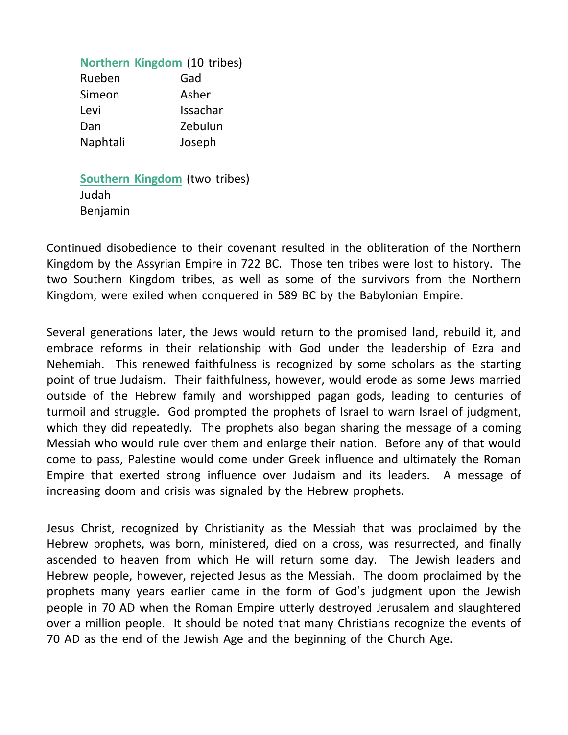**Northern Kingdom** (10 tribes)

| | |
|---|---|
| Rueben | Gad |
| Simeon | Asher |
| Levi | Issachar |
| Dan | Zebulun |
| Naphtali | Joseph |

**Southern Kingdom** (two tribes)

Judah
Benjamin

Continued disobedience to their covenant resulted in the obliteration of the Northern Kingdom by the Assyrian Empire in 722 BC. Those ten tribes were lost to history. The two Southern Kingdom tribes, as well as some of the survivors from the Northern Kingdom, were exiled when conquered in 589 BC by the Babylonian Empire.

Several generations later, the Jews would return to the promised land, rebuild it, and embrace reforms in their relationship with God under the leadership of Ezra and Nehemiah. This renewed faithfulness is recognized by some scholars as the starting point of true Judaism. Their faithfulness, however, would erode as some Jews married outside of the Hebrew family and worshipped pagan gods, leading to centuries of turmoil and struggle. God prompted the prophets of Israel to warn Israel of judgment, which they did repeatedly. The prophets also began sharing the message of a coming Messiah who would rule over them and enlarge their nation. Before any of that would come to pass, Palestine would come under Greek influence and ultimately the Roman Empire that exerted strong influence over Judaism and its leaders. A message of increasing doom and crisis was signaled by the Hebrew prophets.

Jesus Christ, recognized by Christianity as the Messiah that was proclaimed by the Hebrew prophets, was born, ministered, died on a cross, was resurrected, and finally ascended to heaven from which He will return some day. The Jewish leaders and Hebrew people, however, rejected Jesus as the Messiah. The doom proclaimed by the prophets many years earlier came in the form of God's judgment upon the Jewish people in 70 AD when the Roman Empire utterly destroyed Jerusalem and slaughtered over a million people. It should be noted that many Christians recognize the events of 70 AD as the end of the Jewish Age and the beginning of the Church Age.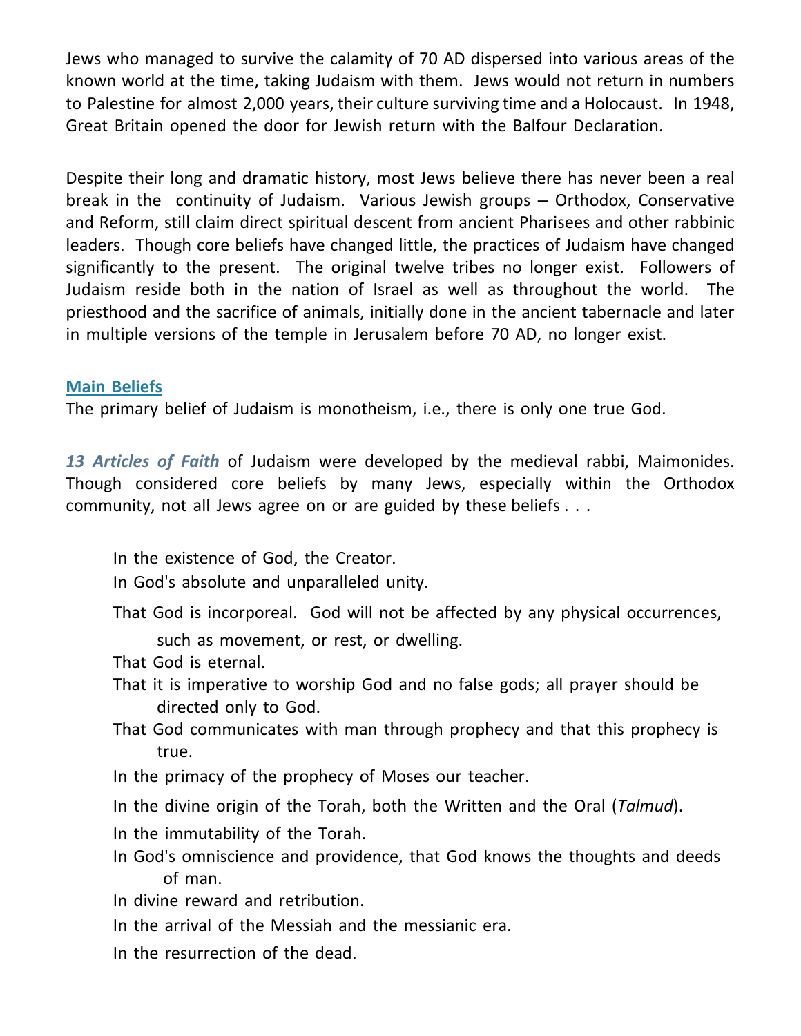Jews who managed to survive the calamity of 70 AD dispersed into various areas of the known world at the time, taking Judaism with them. Jews would not return in numbers to Palestine for almost 2,000 years, their culture surviving time and a Holocaust. In 1948, Great Britain opened the door for Jewish return with the Balfour Declaration.

Despite their long and dramatic history, most Jews believe there has never been a real break in the continuity of Judaism. Various Jewish groups – Orthodox, Conservative and Reform, still claim direct spiritual descent from ancient Pharisees and other rabbinic leaders. Though core beliefs have changed little, the practices of Judaism have changed significantly to the present. The original twelve tribes no longer exist. Followers of Judaism reside both in the nation of Israel as well as throughout the world. The priesthood and the sacrifice of animals, initially done in the ancient tabernacle and later in multiple versions of the temple in Jerusalem before 70 AD, no longer exist.

## Main Beliefs

The primary belief of Judaism is monotheism, i.e., there is only one true God.

***13 Articles of Faith*** of Judaism were developed by the medieval rabbi, Maimonides. Though considered core beliefs by many Jews, especially within the Orthodox community, not all Jews agree on or are guided by these beliefs . . .

- In the existence of God, the Creator.
- In God's absolute and unparalleled unity.
- That God is incorporeal. God will not be affected by any physical occurrences, such as movement, or rest, or dwelling.
- That God is eternal.
- That it is imperative to worship God and no false gods; all prayer should be directed only to God.
- That God communicates with man through prophecy and that this prophecy is true.
- In the primacy of the prophecy of Moses our teacher.
- In the divine origin of the Torah, both the Written and the Oral (*Talmud*).
- In the immutability of the Torah.
- In God's omniscience and providence, that God knows the thoughts and deeds of man.
- In divine reward and retribution.
- In the arrival of the Messiah and the messianic era.
- In the resurrection of the dead.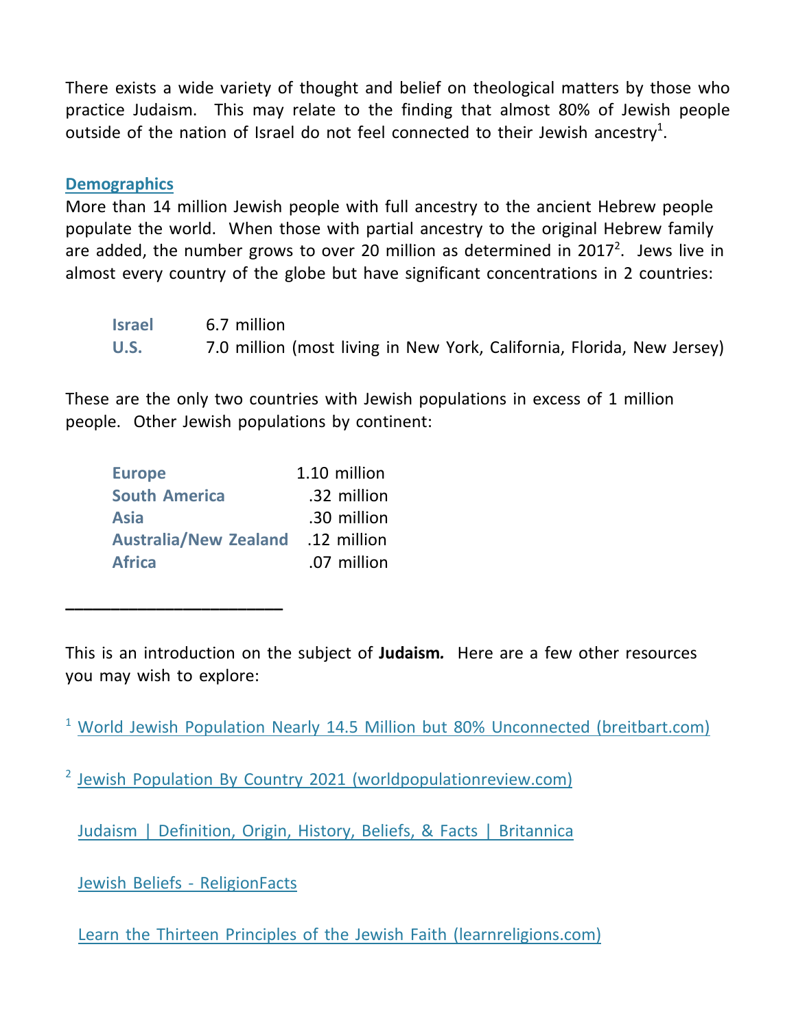There exists a wide variety of thought and belief on theological matters by those who practice Judaism. This may relate to the finding that almost 80% of Jewish people outside of the nation of Israel do not feel connected to their Jewish ancestry[1].

## Demographics

More than 14 million Jewish people with full ancestry to the ancient Hebrew people populate the world. When those with partial ancestry to the original Hebrew family are added, the number grows to over 20 million as determined in 2017[2]. Jews live in almost every country of the globe but have significant concentrations in 2 countries:

| | |
|---|---|
| **Israel** | 6.7 million |
| **U.S.** | 7.0 million (most living in New York, California, Florida, New Jersey) |

These are the only two countries with Jewish populations in excess of 1 million people. Other Jewish populations by continent:

| | |
|---|---|
| **Europe** | 1.10 million |
| **South America** | .32 million |
| **Asia** | .30 million |
| **Australia/New Zealand** | .12 million |
| **Africa** | .07 million |

---

This is an introduction on the subject of **Judaism.** Here are a few other resources you may wish to explore:

[1] World Jewish Population Nearly 14.5 Million but 80% Unconnected (breitbart.com)

[2] Jewish Population By Country 2021 (worldpopulationreview.com)

Judaism | Definition, Origin, History, Beliefs, & Facts | Britannica

Jewish Beliefs - ReligionFacts

Learn the Thirteen Principles of the Jewish Faith (learnreligions.com)